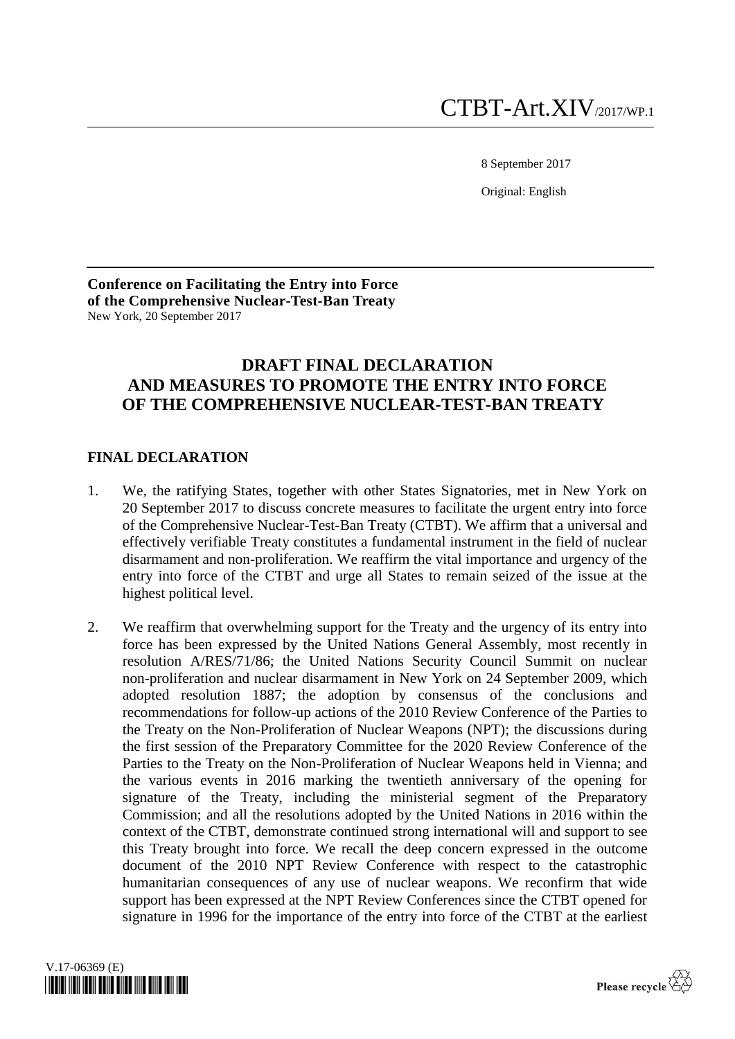CTBT-Art.XIV/2017/WP.1

8 September 2017

Original: English

**Conference on Facilitating the Entry into Force of the Comprehensive Nuclear-Test-Ban Treaty**
New York, 20 September 2017

# DRAFT FINAL DECLARATION AND MEASURES TO PROMOTE THE ENTRY INTO FORCE OF THE COMPREHENSIVE NUCLEAR-TEST-BAN TREATY

## FINAL DECLARATION

1. We, the ratifying States, together with other States Signatories, met in New York on 20 September 2017 to discuss concrete measures to facilitate the urgent entry into force of the Comprehensive Nuclear-Test-Ban Treaty (CTBT). We affirm that a universal and effectively verifiable Treaty constitutes a fundamental instrument in the field of nuclear disarmament and non-proliferation. We reaffirm the vital importance and urgency of the entry into force of the CTBT and urge all States to remain seized of the issue at the highest political level.

2. We reaffirm that overwhelming support for the Treaty and the urgency of its entry into force has been expressed by the United Nations General Assembly, most recently in resolution A/RES/71/86; the United Nations Security Council Summit on nuclear non-proliferation and nuclear disarmament in New York on 24 September 2009, which adopted resolution 1887; the adoption by consensus of the conclusions and recommendations for follow-up actions of the 2010 Review Conference of the Parties to the Treaty on the Non-Proliferation of Nuclear Weapons (NPT); the discussions during the first session of the Preparatory Committee for the 2020 Review Conference of the Parties to the Treaty on the Non-Proliferation of Nuclear Weapons held in Vienna; and the various events in 2016 marking the twentieth anniversary of the opening for signature of the Treaty, including the ministerial segment of the Preparatory Commission; and all the resolutions adopted by the United Nations in 2016 within the context of the CTBT, demonstrate continued strong international will and support to see this Treaty brought into force. We recall the deep concern expressed in the outcome document of the 2010 NPT Review Conference with respect to the catastrophic humanitarian consequences of any use of nuclear weapons. We reconfirm that wide support has been expressed at the NPT Review Conferences since the CTBT opened for signature in 1996 for the importance of the entry into force of the CTBT at the earliest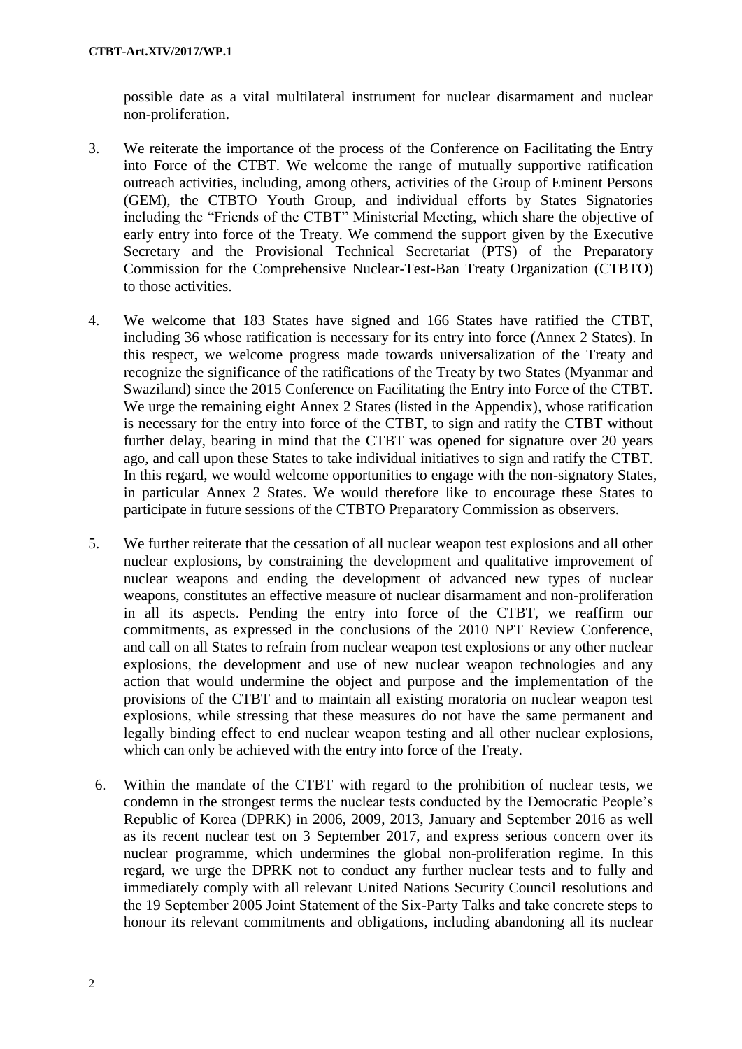possible date as a vital multilateral instrument for nuclear disarmament and nuclear non-proliferation.

3. We reiterate the importance of the process of the Conference on Facilitating the Entry into Force of the CTBT. We welcome the range of mutually supportive ratification outreach activities, including, among others, activities of the Group of Eminent Persons (GEM), the CTBTO Youth Group, and individual efforts by States Signatories including the "Friends of the CTBT" Ministerial Meeting, which share the objective of early entry into force of the Treaty. We commend the support given by the Executive Secretary and the Provisional Technical Secretariat (PTS) of the Preparatory Commission for the Comprehensive Nuclear-Test-Ban Treaty Organization (CTBTO) to those activities.

4. We welcome that 183 States have signed and 166 States have ratified the CTBT, including 36 whose ratification is necessary for its entry into force (Annex 2 States). In this respect, we welcome progress made towards universalization of the Treaty and recognize the significance of the ratifications of the Treaty by two States (Myanmar and Swaziland) since the 2015 Conference on Facilitating the Entry into Force of the CTBT. We urge the remaining eight Annex 2 States (listed in the Appendix), whose ratification is necessary for the entry into force of the CTBT, to sign and ratify the CTBT without further delay, bearing in mind that the CTBT was opened for signature over 20 years ago, and call upon these States to take individual initiatives to sign and ratify the CTBT. In this regard, we would welcome opportunities to engage with the non-signatory States, in particular Annex 2 States. We would therefore like to encourage these States to participate in future sessions of the CTBTO Preparatory Commission as observers.

5. We further reiterate that the cessation of all nuclear weapon test explosions and all other nuclear explosions, by constraining the development and qualitative improvement of nuclear weapons and ending the development of advanced new types of nuclear weapons, constitutes an effective measure of nuclear disarmament and non-proliferation in all its aspects. Pending the entry into force of the CTBT, we reaffirm our commitments, as expressed in the conclusions of the 2010 NPT Review Conference, and call on all States to refrain from nuclear weapon test explosions or any other nuclear explosions, the development and use of new nuclear weapon technologies and any action that would undermine the object and purpose and the implementation of the provisions of the CTBT and to maintain all existing moratoria on nuclear weapon test explosions, while stressing that these measures do not have the same permanent and legally binding effect to end nuclear weapon testing and all other nuclear explosions, which can only be achieved with the entry into force of the Treaty.

6. Within the mandate of the CTBT with regard to the prohibition of nuclear tests, we condemn in the strongest terms the nuclear tests conducted by the Democratic People's Republic of Korea (DPRK) in 2006, 2009, 2013, January and September 2016 as well as its recent nuclear test on 3 September 2017, and express serious concern over its nuclear programme, which undermines the global non-proliferation regime. In this regard, we urge the DPRK not to conduct any further nuclear tests and to fully and immediately comply with all relevant United Nations Security Council resolutions and the 19 September 2005 Joint Statement of the Six-Party Talks and take concrete steps to honour its relevant commitments and obligations, including abandoning all its nuclear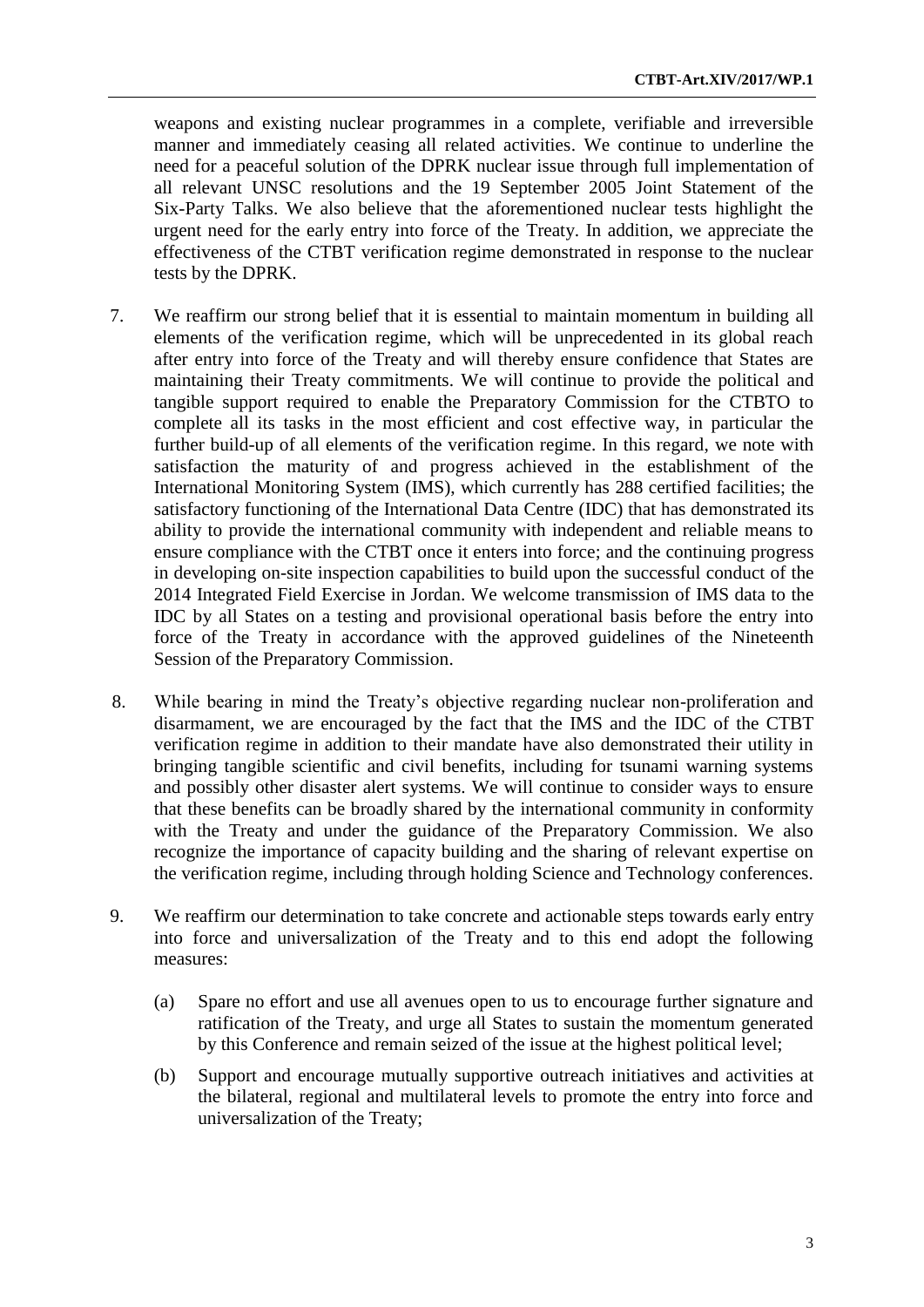weapons and existing nuclear programmes in a complete, verifiable and irreversible manner and immediately ceasing all related activities. We continue to underline the need for a peaceful solution of the DPRK nuclear issue through full implementation of all relevant UNSC resolutions and the 19 September 2005 Joint Statement of the Six-Party Talks. We also believe that the aforementioned nuclear tests highlight the urgent need for the early entry into force of the Treaty. In addition, we appreciate the effectiveness of the CTBT verification regime demonstrated in response to the nuclear tests by the DPRK.

7. We reaffirm our strong belief that it is essential to maintain momentum in building all elements of the verification regime, which will be unprecedented in its global reach after entry into force of the Treaty and will thereby ensure confidence that States are maintaining their Treaty commitments. We will continue to provide the political and tangible support required to enable the Preparatory Commission for the CTBTO to complete all its tasks in the most efficient and cost effective way, in particular the further build-up of all elements of the verification regime. In this regard, we note with satisfaction the maturity of and progress achieved in the establishment of the International Monitoring System (IMS), which currently has 288 certified facilities; the satisfactory functioning of the International Data Centre (IDC) that has demonstrated its ability to provide the international community with independent and reliable means to ensure compliance with the CTBT once it enters into force; and the continuing progress in developing on-site inspection capabilities to build upon the successful conduct of the 2014 Integrated Field Exercise in Jordan. We welcome transmission of IMS data to the IDC by all States on a testing and provisional operational basis before the entry into force of the Treaty in accordance with the approved guidelines of the Nineteenth Session of the Preparatory Commission.

8. While bearing in mind the Treaty's objective regarding nuclear non-proliferation and disarmament, we are encouraged by the fact that the IMS and the IDC of the CTBT verification regime in addition to their mandate have also demonstrated their utility in bringing tangible scientific and civil benefits, including for tsunami warning systems and possibly other disaster alert systems. We will continue to consider ways to ensure that these benefits can be broadly shared by the international community in conformity with the Treaty and under the guidance of the Preparatory Commission. We also recognize the importance of capacity building and the sharing of relevant expertise on the verification regime, including through holding Science and Technology conferences.

9. We reaffirm our determination to take concrete and actionable steps towards early entry into force and universalization of the Treaty and to this end adopt the following measures:

   (a) Spare no effort and use all avenues open to us to encourage further signature and ratification of the Treaty, and urge all States to sustain the momentum generated by this Conference and remain seized of the issue at the highest political level;

   (b) Support and encourage mutually supportive outreach initiatives and activities at the bilateral, regional and multilateral levels to promote the entry into force and universalization of the Treaty;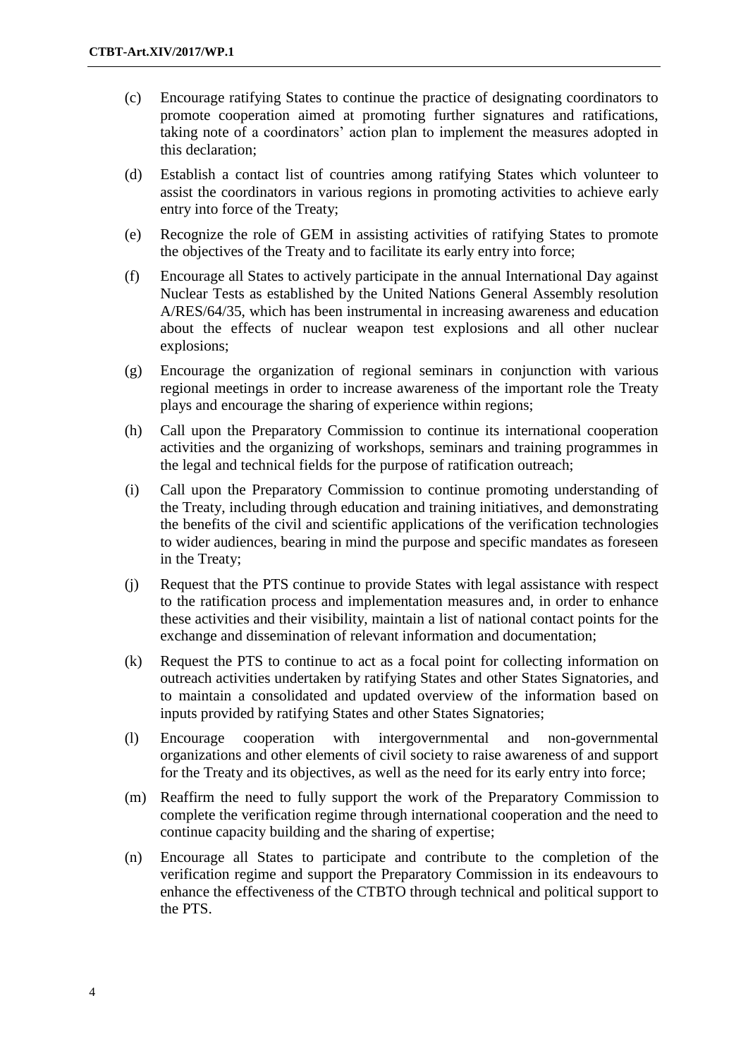(c) Encourage ratifying States to continue the practice of designating coordinators to promote cooperation aimed at promoting further signatures and ratifications, taking note of a coordinators' action plan to implement the measures adopted in this declaration;

(d) Establish a contact list of countries among ratifying States which volunteer to assist the coordinators in various regions in promoting activities to achieve early entry into force of the Treaty;

(e) Recognize the role of GEM in assisting activities of ratifying States to promote the objectives of the Treaty and to facilitate its early entry into force;

(f) Encourage all States to actively participate in the annual International Day against Nuclear Tests as established by the United Nations General Assembly resolution A/RES/64/35, which has been instrumental in increasing awareness and education about the effects of nuclear weapon test explosions and all other nuclear explosions;

(g) Encourage the organization of regional seminars in conjunction with various regional meetings in order to increase awareness of the important role the Treaty plays and encourage the sharing of experience within regions;

(h) Call upon the Preparatory Commission to continue its international cooperation activities and the organizing of workshops, seminars and training programmes in the legal and technical fields for the purpose of ratification outreach;

(i) Call upon the Preparatory Commission to continue promoting understanding of the Treaty, including through education and training initiatives, and demonstrating the benefits of the civil and scientific applications of the verification technologies to wider audiences, bearing in mind the purpose and specific mandates as foreseen in the Treaty;

(j) Request that the PTS continue to provide States with legal assistance with respect to the ratification process and implementation measures and, in order to enhance these activities and their visibility, maintain a list of national contact points for the exchange and dissemination of relevant information and documentation;

(k) Request the PTS to continue to act as a focal point for collecting information on outreach activities undertaken by ratifying States and other States Signatories, and to maintain a consolidated and updated overview of the information based on inputs provided by ratifying States and other States Signatories;

(l) Encourage cooperation with intergovernmental and non-governmental organizations and other elements of civil society to raise awareness of and support for the Treaty and its objectives, as well as the need for its early entry into force;

(m) Reaffirm the need to fully support the work of the Preparatory Commission to complete the verification regime through international cooperation and the need to continue capacity building and the sharing of expertise;

(n) Encourage all States to participate and contribute to the completion of the verification regime and support the Preparatory Commission in its endeavours to enhance the effectiveness of the CTBTO through technical and political support to the PTS.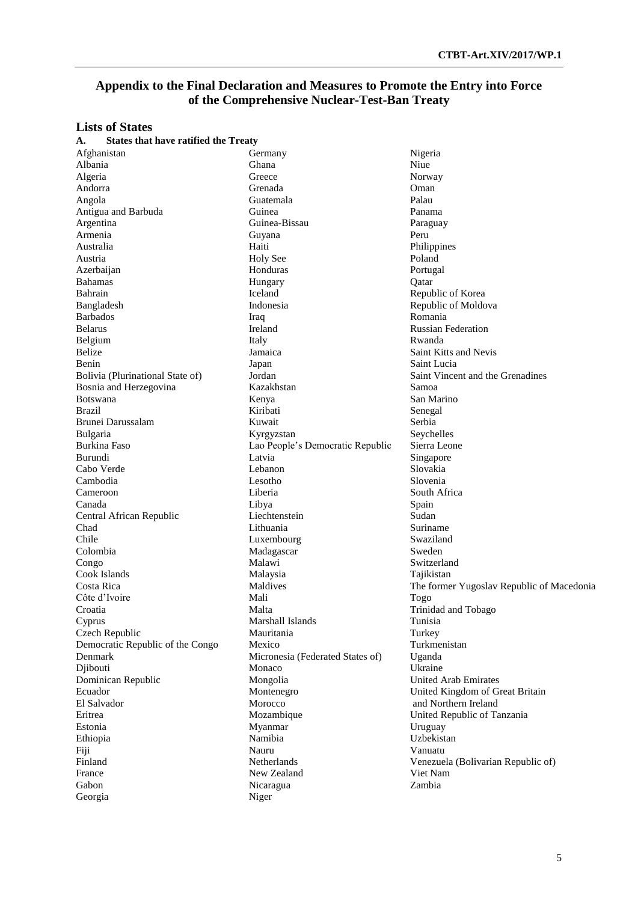## Appendix to the Final Declaration and Measures to Promote the Entry into Force of the Comprehensive Nuclear-Test-Ban Treaty

### Lists of States

**A. States that have ratified the Treaty**

Afghanistan
Albania
Algeria
Andorra
Angola
Antigua and Barbuda
Argentina
Armenia
Australia
Austria
Azerbaijan
Bahamas
Bahrain
Bangladesh
Barbados
Belarus
Belgium
Belize
Benin
Bolivia (Plurinational State of)
Bosnia and Herzegovina
Botswana
Brazil
Brunei Darussalam
Bulgaria
Burkina Faso
Burundi
Cabo Verde
Cambodia
Cameroon
Canada
Central African Republic
Chad
Chile
Colombia
Congo
Cook Islands
Costa Rica
Côte d'Ivoire
Croatia
Cyprus
Czech Republic
Democratic Republic of the Congo
Denmark
Djibouti
Dominican Republic
Ecuador
El Salvador
Eritrea
Estonia
Ethiopia
Fiji
Finland
France
Gabon
Georgia
Germany
Ghana
Greece
Grenada
Guatemala
Guinea
Guinea-Bissau
Guyana
Haiti
Holy See
Honduras
Hungary
Iceland
Indonesia
Iraq
Ireland
Italy
Jamaica
Japan
Jordan
Kazakhstan
Kenya
Kiribati
Kuwait
Kyrgyzstan
Lao People's Democratic Republic
Latvia
Lebanon
Lesotho
Liberia
Libya
Liechtenstein
Lithuania
Luxembourg
Madagascar
Malawi
Malaysia
Maldives
Mali
Malta
Marshall Islands
Mauritania
Mexico
Micronesia (Federated States of)
Monaco
Mongolia
Montenegro
Morocco
Mozambique
Myanmar
Namibia
Nauru
Netherlands
New Zealand
Nicaragua
Niger
Nigeria
Niue
Norway
Oman
Palau
Panama
Paraguay
Peru
Philippines
Poland
Portugal
Qatar
Republic of Korea
Republic of Moldova
Romania
Russian Federation
Rwanda
Saint Kitts and Nevis
Saint Lucia
Saint Vincent and the Grenadines
Samoa
San Marino
Senegal
Serbia
Seychelles
Sierra Leone
Singapore
Slovakia
Slovenia
South Africa
Spain
Sudan
Suriname
Swaziland
Sweden
Switzerland
Tajikistan
The former Yugoslav Republic of Macedonia
Togo
Trinidad and Tobago
Tunisia
Turkey
Turkmenistan
Uganda
Ukraine
United Arab Emirates
United Kingdom of Great Britain and Northern Ireland
United Republic of Tanzania
Uruguay
Uzbekistan
Vanuatu
Venezuela (Bolivarian Republic of)
Viet Nam
Zambia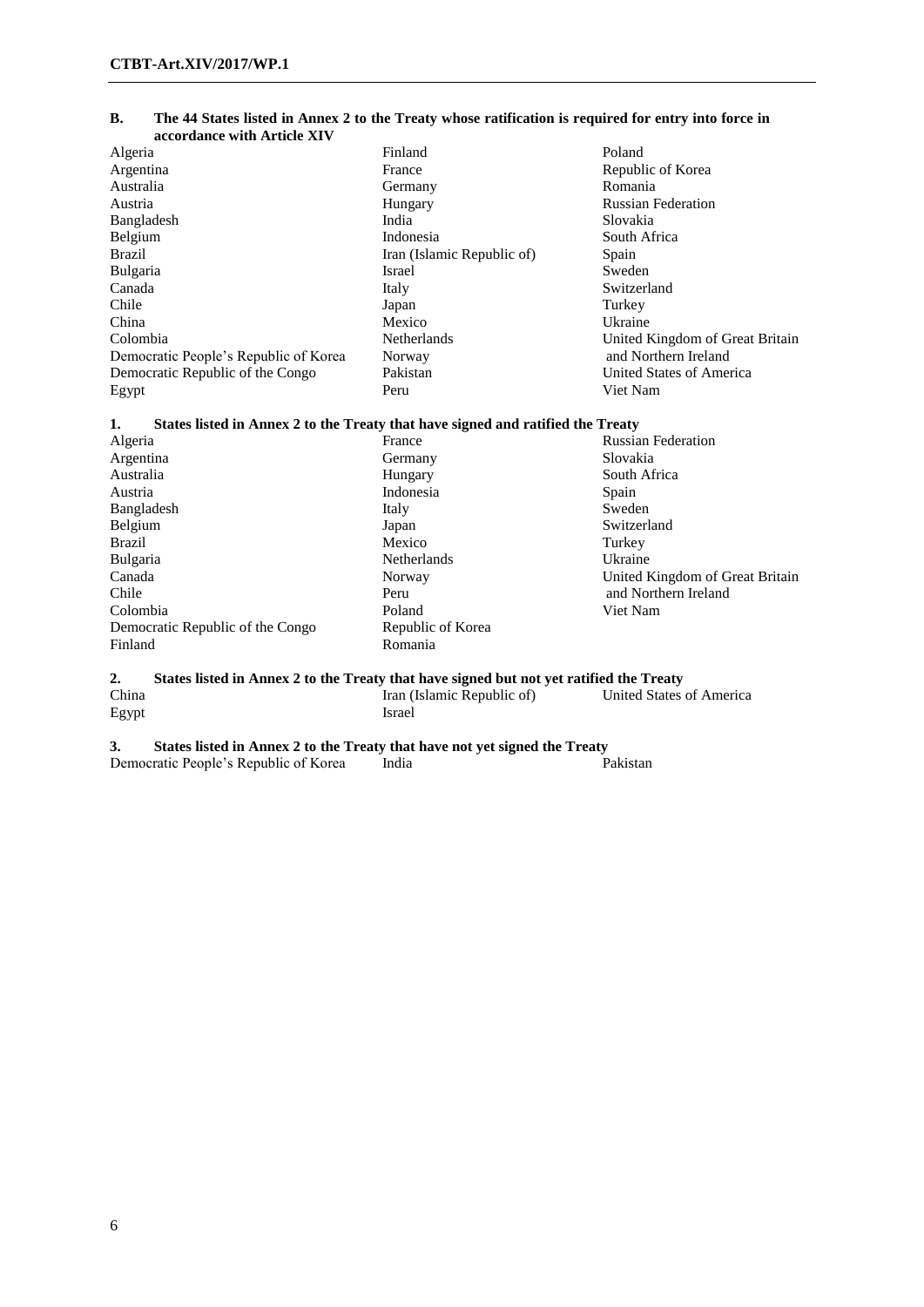**B. The 44 States listed in Annex 2 to the Treaty whose ratification is required for entry into force in accordance with Article XIV**

| | | |
|---|---|---|
| Algeria | Finland | Poland |
| Argentina | France | Republic of Korea |
| Australia | Germany | Romania |
| Austria | Hungary | Russian Federation |
| Bangladesh | India | Slovakia |
| Belgium | Indonesia | South Africa |
| Brazil | Iran (Islamic Republic of) | Spain |
| Bulgaria | Israel | Sweden |
| Canada | Italy | Switzerland |
| Chile | Japan | Turkey |
| China | Mexico | Ukraine |
| Colombia | Netherlands | United Kingdom of Great Britain and Northern Ireland |
| Democratic People's Republic of Korea | Norway | |
| Democratic Republic of the Congo | Pakistan | United States of America |
| Egypt | Peru | Viet Nam |

**1. States listed in Annex 2 to the Treaty that have signed and ratified the Treaty**

| | | |
|---|---|---|
| Algeria | France | Russian Federation |
| Argentina | Germany | Slovakia |
| Australia | Hungary | South Africa |
| Austria | Indonesia | Spain |
| Bangladesh | Italy | Sweden |
| Belgium | Japan | Switzerland |
| Brazil | Mexico | Turkey |
| Bulgaria | Netherlands | Ukraine |
| Canada | Norway | United Kingdom of Great Britain and Northern Ireland |
| Chile | Peru | |
| Colombia | Poland | Viet Nam |
| Democratic Republic of the Congo | Republic of Korea | |
| Finland | Romania | |

**2. States listed in Annex 2 to the Treaty that have signed but not yet ratified the Treaty**

| | | |
|---|---|---|
| China | Iran (Islamic Republic of) | United States of America |
| Egypt | Israel | |

**3. States listed in Annex 2 to the Treaty that have not yet signed the Treaty**

| | | |
|---|---|---|
| Democratic People's Republic of Korea | India | Pakistan |